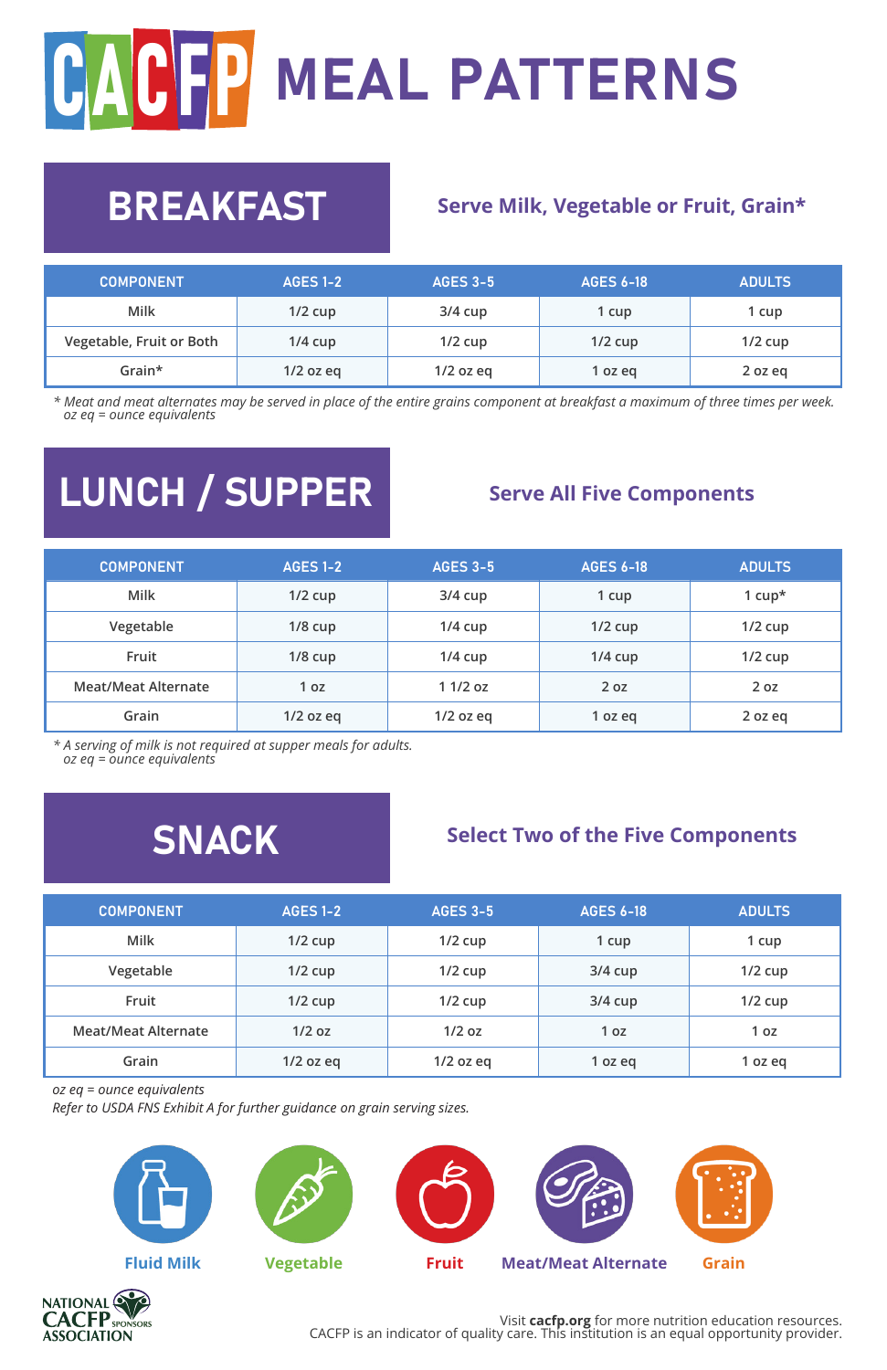# CACFP MEAL PATTERNS

## BREAKFAST

**Serve Milk, Vegetable or Fruit, Grain***

| COMPONENT | AGES 1-2 | AGES 3-5 | AGES 6-18 | ADULTS |
|---|---|---|---|---|
| Milk | 1/2 cup | 3/4 cup | 1 cup | 1 cup |
| Vegetable, Fruit or Both | 1/4 cup | 1/2 cup | 1/2 cup | 1/2 cup |
| Grain* | 1/2 oz eq | 1/2 oz eq | 1 oz eq | 2 oz eq |

*\* Meat and meat alternates may be served in place of the entire grains component at breakfast a maximum of three times per week.*
*oz eq = ounce equivalents*

## LUNCH / SUPPER

**Serve All Five Components**

| COMPONENT | AGES 1-2 | AGES 3-5 | AGES 6-18 | ADULTS |
|---|---|---|---|---|
| Milk | 1/2 cup | 3/4 cup | 1 cup | 1 cup* |
| Vegetable | 1/8 cup | 1/4 cup | 1/2 cup | 1/2 cup |
| Fruit | 1/8 cup | 1/4 cup | 1/4 cup | 1/2 cup |
| Meat/Meat Alternate | 1 oz | 1 1/2 oz | 2 oz | 2 oz |
| Grain | 1/2 oz eq | 1/2 oz eq | 1 oz eq | 2 oz eq |

*\* A serving of milk is not required at supper meals for adults.*
*oz eq = ounce equivalents*

## SNACK

**Select Two of the Five Components**

| COMPONENT | AGES 1-2 | AGES 3-5 | AGES 6-18 | ADULTS |
|---|---|---|---|---|
| Milk | 1/2 cup | 1/2 cup | 1 cup | 1 cup |
| Vegetable | 1/2 cup | 1/2 cup | 3/4 cup | 1/2 cup |
| Fruit | 1/2 cup | 1/2 cup | 3/4 cup | 1/2 cup |
| Meat/Meat Alternate | 1/2 oz | 1/2 oz | 1 oz | 1 oz |
| Grain | 1/2 oz eq | 1/2 oz eq | 1 oz eq | 1 oz eq |

*oz eq = ounce equivalents*
*Refer to USDA FNS Exhibit A for further guidance on grain serving sizes.*

Fluid Milk | Vegetable | Fruit | Meat/Meat Alternate | Grain

NATIONAL CACFP SPONSORS ASSOCIATION

Visit **cacfp.org** for more nutrition education resources.
CACFP is an indicator of quality care. This institution is an equal opportunity provider.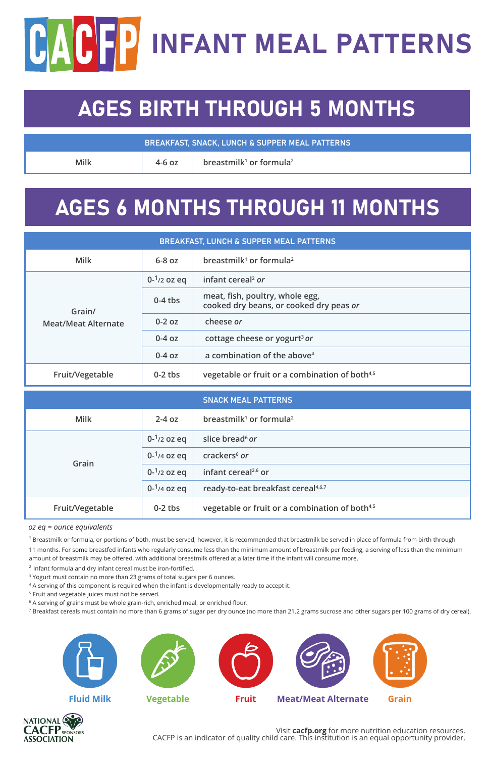# CACFP INFANT MEAL PATTERNS

## AGES BIRTH THROUGH 5 MONTHS

| BREAKFAST, SNACK, LUNCH & SUPPER MEAL PATTERNS | | |
|---|---|---|
| Milk | 4-6 oz | breastmilk[1] or formula[2] |

## AGES 6 MONTHS THROUGH 11 MONTHS

| BREAKFAST, LUNCH & SUPPER MEAL PATTERNS | | |
|---|---|---|
| Milk | 6-8 oz | breastmilk[1] or formula[2] |
| Grain/ Meat/Meat Alternate | 0-1/2 oz eq | infant cereal[2] *or* |
| | 0-4 tbs | meat, fish, poultry, whole egg, cooked dry beans, or cooked dry peas *or* |
| | 0-2 oz | cheese *or* |
| | 0-4 oz | cottage cheese or yogurt[3] *or* |
| | 0-4 oz | a combination of the above[4] |
| Fruit/Vegetable | 0-2 tbs | vegetable or fruit or a combination of both[4,5] |

| SNACK MEAL PATTERNS | | |
|---|---|---|
| Milk | 2-4 oz | breastmilk[1] or formula[2] |
| Grain | 0-1/2 oz eq | slice bread[6] *or* |
| | 0-1/4 oz eq | crackers[6] *or* |
| | 0-1/2 oz eq | infant cereal[2,6] or |
| | 0-1/4 oz eq | ready-to-eat breakfast cereal[4,6,7] |
| Fruit/Vegetable | 0-2 tbs | vegetable or fruit or a combination of both[4,5] |

*oz eq = ounce equivalents*

[1] Breastmilk or formula, or portions of both, must be served; however, it is recommended that breastmilk be served in place of formula from birth through 11 months. For some breastfed infants who regularly consume less than the minimum amount of breastmilk per feeding, a serving of less than the minimum amount of breastmilk may be offered, with additional breastmilk offered at a later time if the infant will consume more.

[2] Infant formula and dry infant cereal must be iron-fortified.

[3] Yogurt must contain no more than 23 grams of total sugars per 6 ounces.

[4] A serving of this component is required when the infant is developmentally ready to accept it.

[5] Fruit and vegetable juices must not be served.

[6] A serving of grains must be whole grain-rich, enriched meal, or enriched flour.

[7] Breakfast cereals must contain no more than 6 grams of sugar per dry ounce (no more than 21.2 grams sucrose and other sugars per 100 grams of dry cereal).

Fluid Milk Vegetable Fruit Meat/Meat Alternate Grain

NATIONAL CACFP SPONSORS ASSOCIATION

Visit **cacfp.org** for more nutrition education resources.
CACFP is an indicator of quality child care. This institution is an equal opportunity provider.